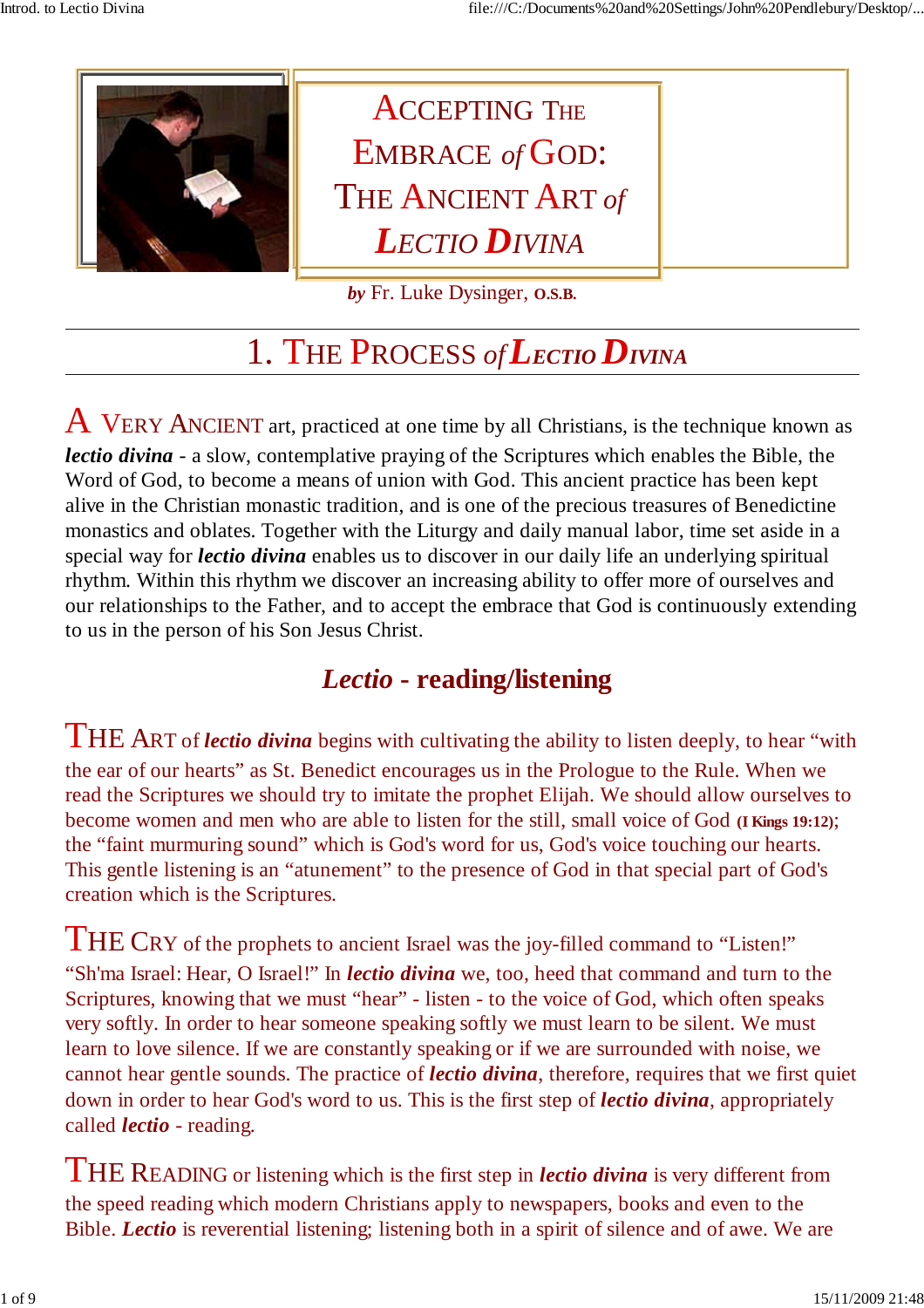# ACCEPTING THE EMBRACE *of* GOD: THE ANCIENT ART *of* *LECTIO DIVINA*

***by*** Fr. Luke Dysinger, **O.S.B.**

## 1. THE PROCESS *of* *LECTIO DIVINA*

A VERY ANCIENT art, practiced at one time by all Christians, is the technique known as ***lectio divina*** - a slow, contemplative praying of the Scriptures which enables the Bible, the Word of God, to become a means of union with God. This ancient practice has been kept alive in the Christian monastic tradition, and is one of the precious treasures of Benedictine monastics and oblates. Together with the Liturgy and daily manual labor, time set aside in a special way for ***lectio divina*** enables us to discover in our daily life an underlying spiritual rhythm. Within this rhythm we discover an increasing ability to offer more of ourselves and our relationships to the Father, and to accept the embrace that God is continuously extending to us in the person of his Son Jesus Christ.

### ***Lectio*** - reading/listening

THE ART of ***lectio divina*** begins with cultivating the ability to listen deeply, to hear "with the ear of our hearts" as St. Benedict encourages us in the Prologue to the Rule. When we read the Scriptures we should try to imitate the prophet Elijah. We should allow ourselves to become women and men who are able to listen for the still, small voice of God **(I Kings 19:12)**; the "faint murmuring sound" which is God's word for us, God's voice touching our hearts. This gentle listening is an "atunement" to the presence of God in that special part of God's creation which is the Scriptures.

THE CRY of the prophets to ancient Israel was the joy-filled command to "Listen!" "Sh'ma Israel: Hear, O Israel!" In ***lectio divina*** we, too, heed that command and turn to the Scriptures, knowing that we must "hear" - listen - to the voice of God, which often speaks very softly. In order to hear someone speaking softly we must learn to be silent. We must learn to love silence. If we are constantly speaking or if we are surrounded with noise, we cannot hear gentle sounds. The practice of ***lectio divina***, therefore, requires that we first quiet down in order to hear God's word to us. This is the first step of ***lectio divina***, appropriately called ***lectio*** - reading.

THE READING or listening which is the first step in ***lectio divina*** is very different from the speed reading which modern Christians apply to newspapers, books and even to the Bible. ***Lectio*** is reverential listening; listening both in a spirit of silence and of awe. We are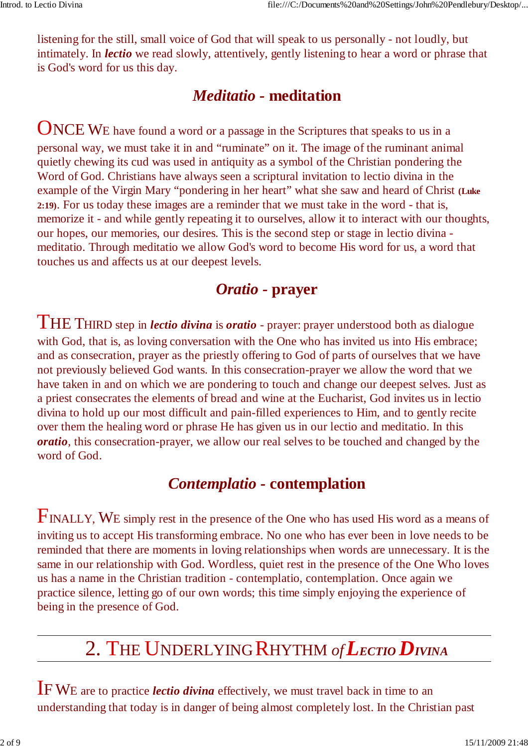listening for the still, small voice of God that will speak to us personally - not loudly, but intimately. In ***lectio*** we read slowly, attentively, gently listening to hear a word or phrase that is God's word for us this day.

## *Meditatio* - meditation

ONCE WE have found a word or a passage in the Scriptures that speaks to us in a personal way, we must take it in and "ruminate" on it. The image of the ruminant animal quietly chewing its cud was used in antiquity as a symbol of the Christian pondering the Word of God. Christians have always seen a scriptural invitation to lectio divina in the example of the Virgin Mary "pondering in her heart" what she saw and heard of Christ **(Luke 2:19)**. For us today these images are a reminder that we must take in the word - that is, memorize it - and while gently repeating it to ourselves, allow it to interact with our thoughts, our hopes, our memories, our desires. This is the second step or stage in lectio divina - meditatio. Through meditatio we allow God's word to become His word for us, a word that touches us and affects us at our deepest levels.

## *Oratio* - prayer

THE THIRD step in ***lectio divina*** is ***oratio*** - prayer: prayer understood both as dialogue with God, that is, as loving conversation with the One who has invited us into His embrace; and as consecration, prayer as the priestly offering to God of parts of ourselves that we have not previously believed God wants. In this consecration-prayer we allow the word that we have taken in and on which we are pondering to touch and change our deepest selves. Just as a priest consecrates the elements of bread and wine at the Eucharist, God invites us in lectio divina to hold up our most difficult and pain-filled experiences to Him, and to gently recite over them the healing word or phrase He has given us in our lectio and meditatio. In this ***oratio***, this consecration-prayer, we allow our real selves to be touched and changed by the word of God.

## *Contemplatio* - contemplation

FINALLY, WE simply rest in the presence of the One who has used His word as a means of inviting us to accept His transforming embrace. No one who has ever been in love needs to be reminded that there are moments in loving relationships when words are unnecessary. It is the same in our relationship with God. Wordless, quiet rest in the presence of the One Who loves us has a name in the Christian tradition - contemplatio, contemplation. Once again we practice silence, letting go of our own words; this time simply enjoying the experience of being in the presence of God.

# 2. THE UNDERLYING RHYTHM *of* ***LECTIO DIVINA***

IF WE are to practice ***lectio divina*** effectively, we must travel back in time to an understanding that today is in danger of being almost completely lost. In the Christian past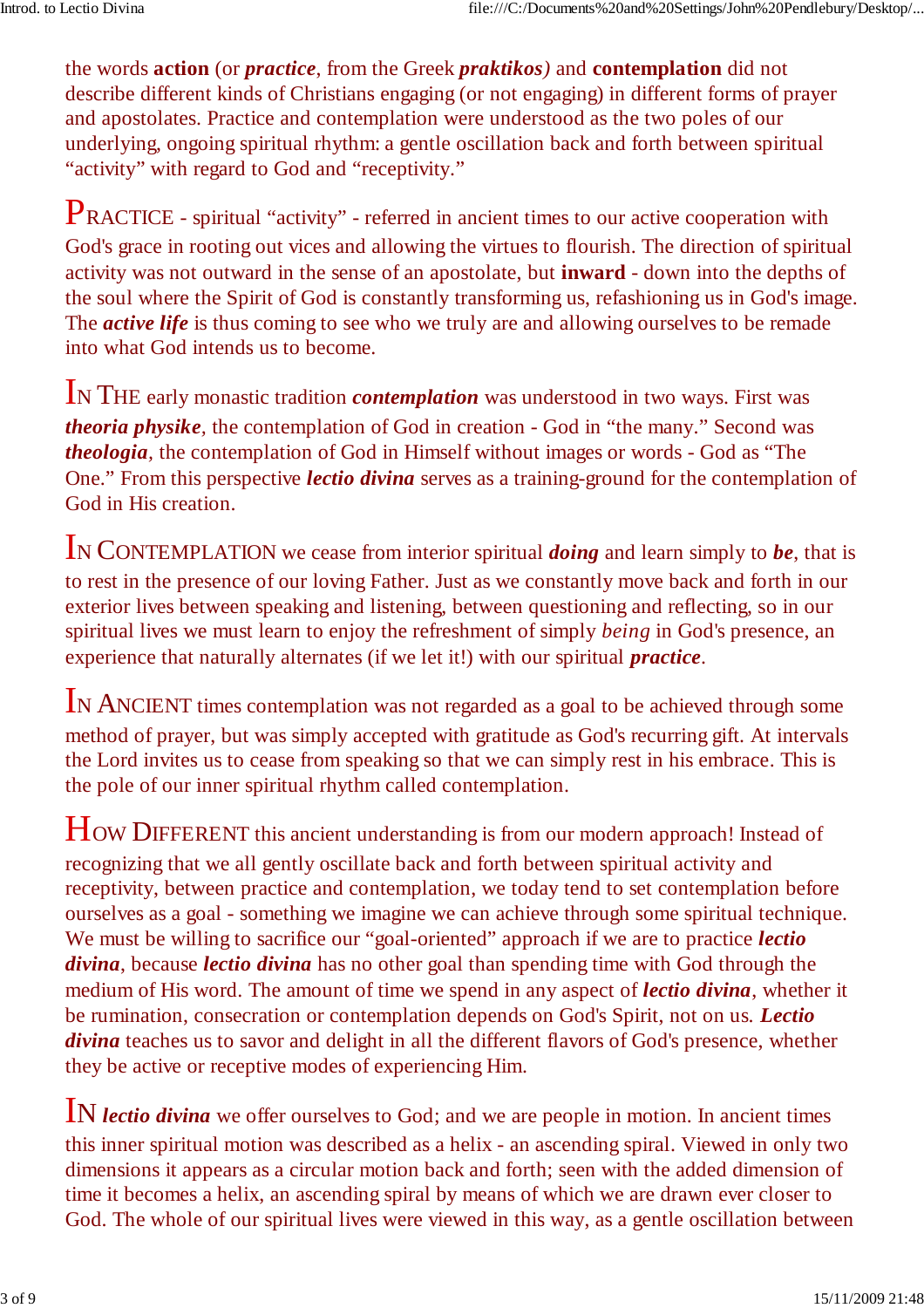the words **action** (or ***practice***, from the Greek ***praktikos)*** and **contemplation** did not describe different kinds of Christians engaging (or not engaging) in different forms of prayer and apostolates. Practice and contemplation were understood as the two poles of our underlying, ongoing spiritual rhythm: a gentle oscillation back and forth between spiritual "activity" with regard to God and "receptivity."

PRACTICE - spiritual "activity" - referred in ancient times to our active cooperation with God's grace in rooting out vices and allowing the virtues to flourish. The direction of spiritual activity was not outward in the sense of an apostolate, but **inward** - down into the depths of the soul where the Spirit of God is constantly transforming us, refashioning us in God's image. The ***active life*** is thus coming to see who we truly are and allowing ourselves to be remade into what God intends us to become.

IN THE early monastic tradition ***contemplation*** was understood in two ways. First was ***theoria physike***, the contemplation of God in creation - God in "the many." Second was ***theologia***, the contemplation of God in Himself without images or words - God as "The One." From this perspective ***lectio divina*** serves as a training-ground for the contemplation of God in His creation.

IN CONTEMPLATION we cease from interior spiritual ***doing*** and learn simply to ***be***, that is to rest in the presence of our loving Father. Just as we constantly move back and forth in our exterior lives between speaking and listening, between questioning and reflecting, so in our spiritual lives we must learn to enjoy the refreshment of simply *being* in God's presence, an experience that naturally alternates (if we let it!) with our spiritual ***practice***.

IN ANCIENT times contemplation was not regarded as a goal to be achieved through some method of prayer, but was simply accepted with gratitude as God's recurring gift. At intervals the Lord invites us to cease from speaking so that we can simply rest in his embrace. This is the pole of our inner spiritual rhythm called contemplation.

HOW DIFFERENT this ancient understanding is from our modern approach! Instead of recognizing that we all gently oscillate back and forth between spiritual activity and receptivity, between practice and contemplation, we today tend to set contemplation before ourselves as a goal - something we imagine we can achieve through some spiritual technique. We must be willing to sacrifice our "goal-oriented" approach if we are to practice ***lectio divina***, because ***lectio divina*** has no other goal than spending time with God through the medium of His word. The amount of time we spend in any aspect of ***lectio divina***, whether it be rumination, consecration or contemplation depends on God's Spirit, not on us. ***Lectio divina*** teaches us to savor and delight in all the different flavors of God's presence, whether they be active or receptive modes of experiencing Him.

IN ***lectio divina*** we offer ourselves to God; and we are people in motion. In ancient times this inner spiritual motion was described as a helix - an ascending spiral. Viewed in only two dimensions it appears as a circular motion back and forth; seen with the added dimension of time it becomes a helix, an ascending spiral by means of which we are drawn ever closer to God. The whole of our spiritual lives were viewed in this way, as a gentle oscillation between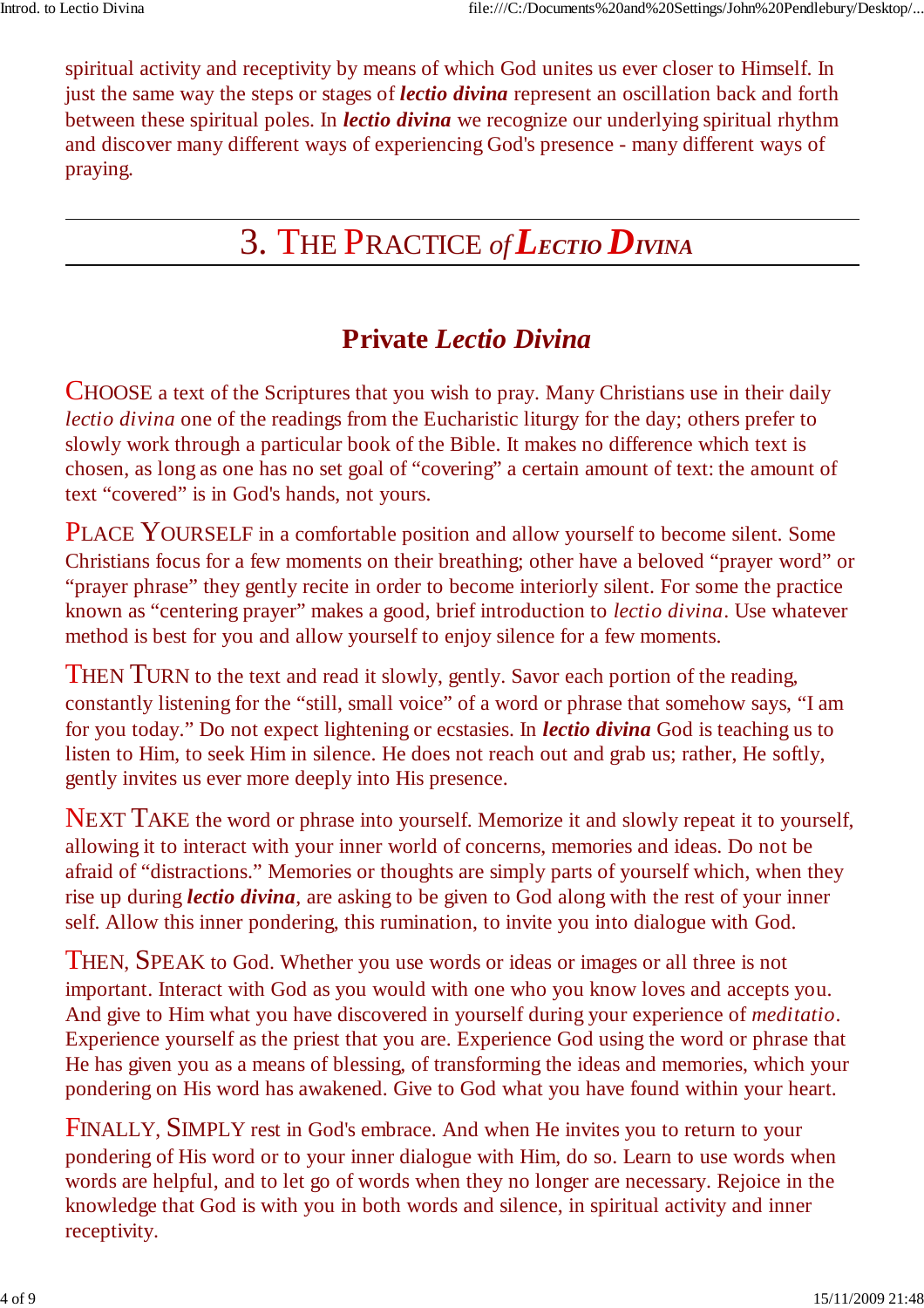spiritual activity and receptivity by means of which God unites us ever closer to Himself. In just the same way the steps or stages of ***lectio divina*** represent an oscillation back and forth between these spiritual poles. In ***lectio divina*** we recognize our underlying spiritual rhythm and discover many different ways of experiencing God's presence - many different ways of praying.

---

# 3. THE PRACTICE *of* ***LECTIO DIVINA***

---

## Private *Lectio Divina*

CHOOSE a text of the Scriptures that you wish to pray. Many Christians use in their daily *lectio divina* one of the readings from the Eucharistic liturgy for the day; others prefer to slowly work through a particular book of the Bible. It makes no difference which text is chosen, as long as one has no set goal of "covering" a certain amount of text: the amount of text "covered" is in God's hands, not yours.

PLACE YOURSELF in a comfortable position and allow yourself to become silent. Some Christians focus for a few moments on their breathing; other have a beloved "prayer word" or "prayer phrase" they gently recite in order to become interiorly silent. For some the practice known as "centering prayer" makes a good, brief introduction to *lectio divina*. Use whatever method is best for you and allow yourself to enjoy silence for a few moments.

THEN TURN to the text and read it slowly, gently. Savor each portion of the reading, constantly listening for the "still, small voice" of a word or phrase that somehow says, "I am for you today." Do not expect lightening or ecstasies. In ***lectio divina*** God is teaching us to listen to Him, to seek Him in silence. He does not reach out and grab us; rather, He softly, gently invites us ever more deeply into His presence.

NEXT TAKE the word or phrase into yourself. Memorize it and slowly repeat it to yourself, allowing it to interact with your inner world of concerns, memories and ideas. Do not be afraid of "distractions." Memories or thoughts are simply parts of yourself which, when they rise up during ***lectio divina***, are asking to be given to God along with the rest of your inner self. Allow this inner pondering, this rumination, to invite you into dialogue with God.

THEN, SPEAK to God. Whether you use words or ideas or images or all three is not important. Interact with God as you would with one who you know loves and accepts you. And give to Him what you have discovered in yourself during your experience of *meditatio*. Experience yourself as the priest that you are. Experience God using the word or phrase that He has given you as a means of blessing, of transforming the ideas and memories, which your pondering on His word has awakened. Give to God what you have found within your heart.

FINALLY, SIMPLY rest in God's embrace. And when He invites you to return to your pondering of His word or to your inner dialogue with Him, do so. Learn to use words when words are helpful, and to let go of words when they no longer are necessary. Rejoice in the knowledge that God is with you in both words and silence, in spiritual activity and inner receptivity.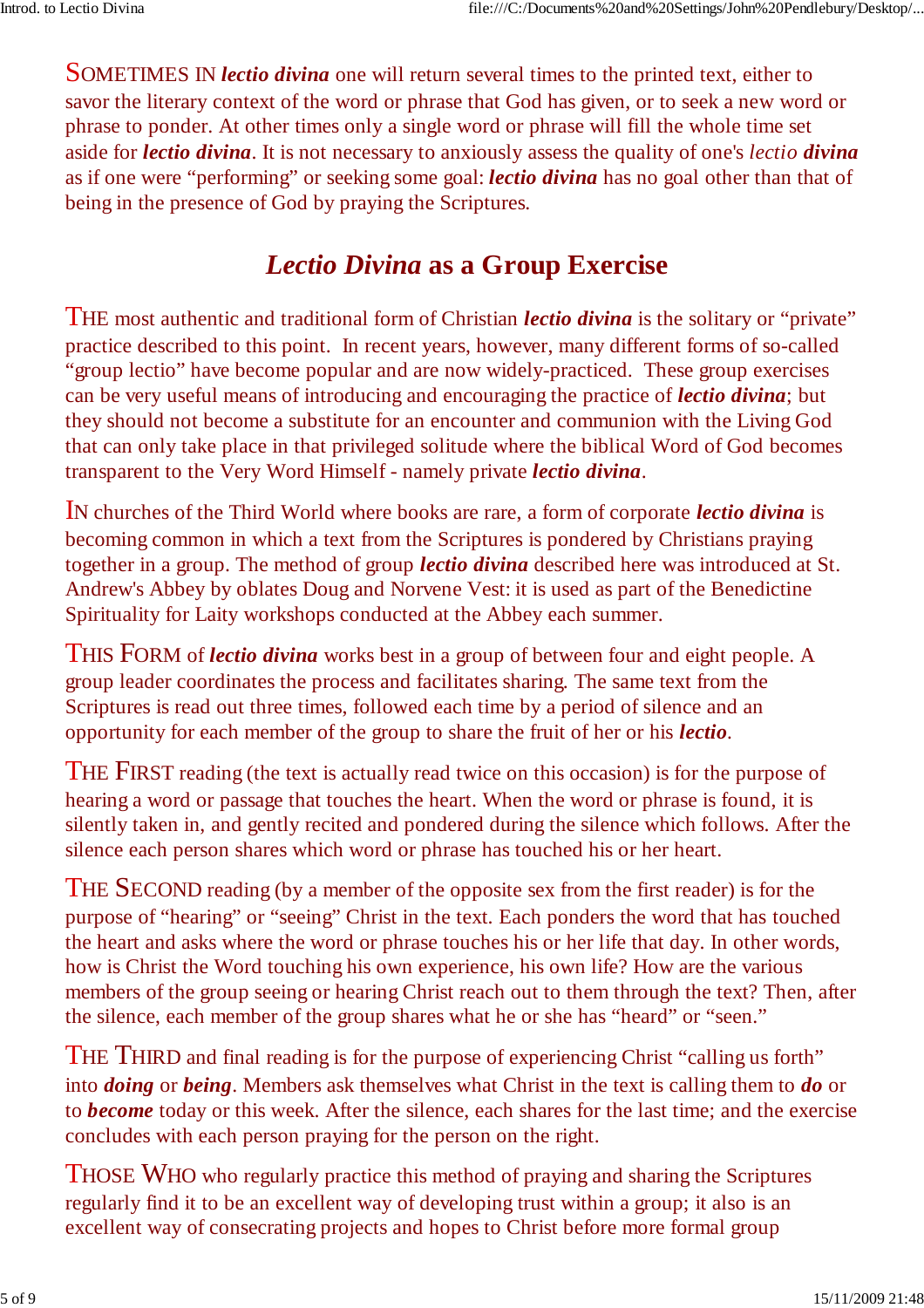SOMETIMES IN ***lectio divina*** one will return several times to the printed text, either to savor the literary context of the word or phrase that God has given, or to seek a new word or phrase to ponder. At other times only a single word or phrase will fill the whole time set aside for ***lectio divina***. It is not necessary to anxiously assess the quality of one's *lectio* ***divina*** as if one were "performing" or seeking some goal: ***lectio divina*** has no goal other than that of being in the presence of God by praying the Scriptures.

## *Lectio Divina* as a Group Exercise

THE most authentic and traditional form of Christian ***lectio divina*** is the solitary or "private" practice described to this point. In recent years, however, many different forms of so-called "group lectio" have become popular and are now widely-practiced. These group exercises can be very useful means of introducing and encouraging the practice of ***lectio divina***; but they should not become a substitute for an encounter and communion with the Living God that can only take place in that privileged solitude where the biblical Word of God becomes transparent to the Very Word Himself - namely private ***lectio divina***.

IN churches of the Third World where books are rare, a form of corporate ***lectio divina*** is becoming common in which a text from the Scriptures is pondered by Christians praying together in a group. The method of group ***lectio divina*** described here was introduced at St. Andrew's Abbey by oblates Doug and Norvene Vest: it is used as part of the Benedictine Spirituality for Laity workshops conducted at the Abbey each summer.

THIS FORM of ***lectio divina*** works best in a group of between four and eight people. A group leader coordinates the process and facilitates sharing. The same text from the Scriptures is read out three times, followed each time by a period of silence and an opportunity for each member of the group to share the fruit of her or his ***lectio***.

THE FIRST reading (the text is actually read twice on this occasion) is for the purpose of hearing a word or passage that touches the heart. When the word or phrase is found, it is silently taken in, and gently recited and pondered during the silence which follows. After the silence each person shares which word or phrase has touched his or her heart.

THE SECOND reading (by a member of the opposite sex from the first reader) is for the purpose of "hearing" or "seeing" Christ in the text. Each ponders the word that has touched the heart and asks where the word or phrase touches his or her life that day. In other words, how is Christ the Word touching his own experience, his own life? How are the various members of the group seeing or hearing Christ reach out to them through the text? Then, after the silence, each member of the group shares what he or she has "heard" or "seen."

THE THIRD and final reading is for the purpose of experiencing Christ "calling us forth" into ***doing*** or ***being***. Members ask themselves what Christ in the text is calling them to ***do*** or to ***become*** today or this week. After the silence, each shares for the last time; and the exercise concludes with each person praying for the person on the right.

THOSE WHO who regularly practice this method of praying and sharing the Scriptures regularly find it to be an excellent way of developing trust within a group; it also is an excellent way of consecrating projects and hopes to Christ before more formal group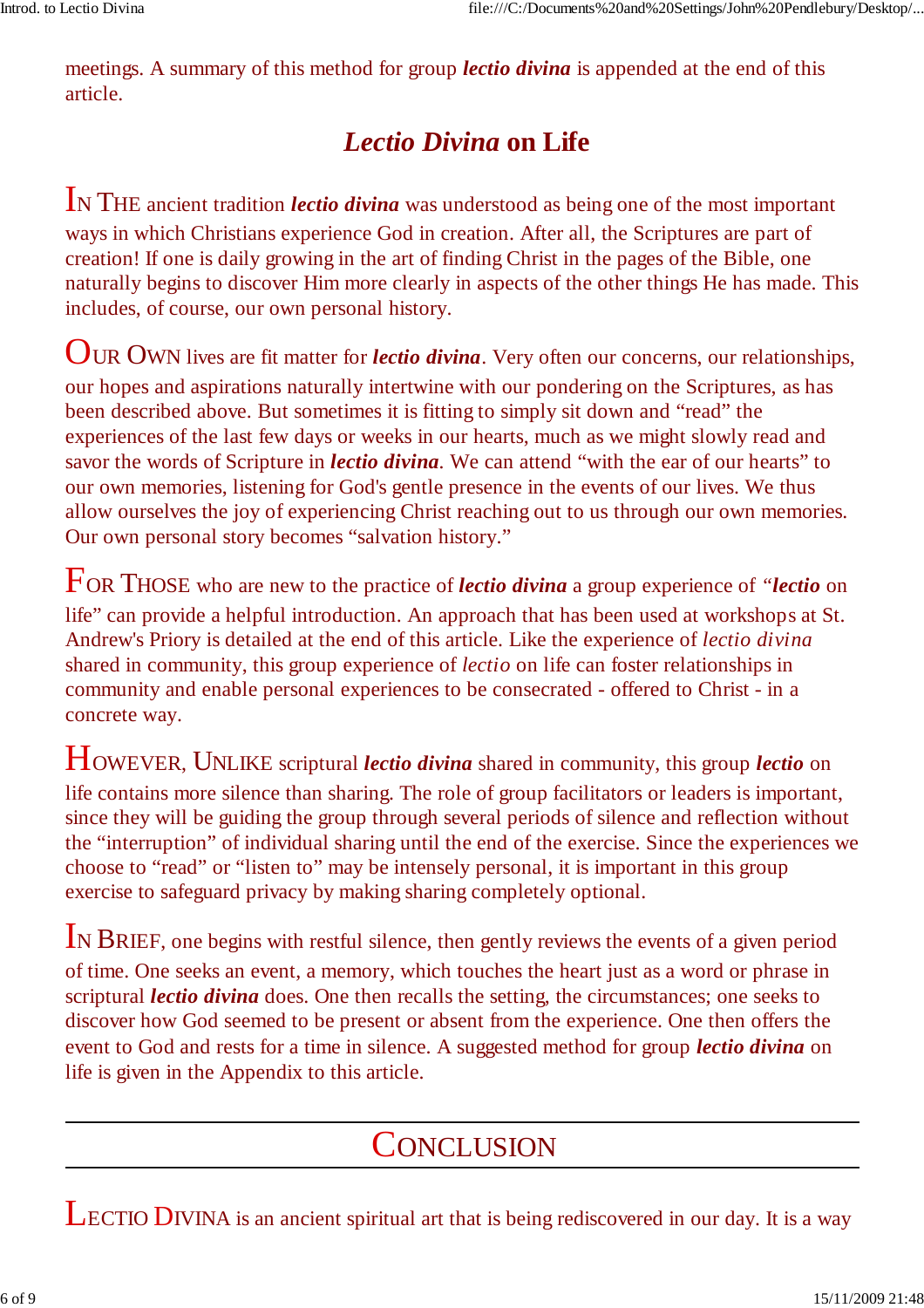meetings. A summary of this method for group ***lectio divina*** is appended at the end of this article.

## *Lectio Divina* on Life

IN THE ancient tradition ***lectio divina*** was understood as being one of the most important ways in which Christians experience God in creation. After all, the Scriptures are part of creation! If one is daily growing in the art of finding Christ in the pages of the Bible, one naturally begins to discover Him more clearly in aspects of the other things He has made. This includes, of course, our own personal history.

OUR OWN lives are fit matter for ***lectio divina***. Very often our concerns, our relationships, our hopes and aspirations naturally intertwine with our pondering on the Scriptures, as has been described above. But sometimes it is fitting to simply sit down and "read" the experiences of the last few days or weeks in our hearts, much as we might slowly read and savor the words of Scripture in ***lectio divina***. We can attend "with the ear of our hearts" to our own memories, listening for God's gentle presence in the events of our lives. We thus allow ourselves the joy of experiencing Christ reaching out to us through our own memories. Our own personal story becomes "salvation history."

FOR THOSE who are new to the practice of ***lectio divina*** a group experience of *"**lectio** on life"* can provide a helpful introduction. An approach that has been used at workshops at St. Andrew's Priory is detailed at the end of this article. Like the experience of *lectio divina* shared in community, this group experience of *lectio* on life can foster relationships in community and enable personal experiences to be consecrated - offered to Christ - in a concrete way.

HOWEVER, UNLIKE scriptural ***lectio divina*** shared in community, this group ***lectio*** on life contains more silence than sharing. The role of group facilitators or leaders is important, since they will be guiding the group through several periods of silence and reflection without the "interruption" of individual sharing until the end of the exercise. Since the experiences we choose to "read" or "listen to" may be intensely personal, it is important in this group exercise to safeguard privacy by making sharing completely optional.

IN BRIEF, one begins with restful silence, then gently reviews the events of a given period of time. One seeks an event, a memory, which touches the heart just as a word or phrase in scriptural ***lectio divina*** does. One then recalls the setting, the circumstances; one seeks to discover how God seemed to be present or absent from the experience. One then offers the event to God and rests for a time in silence. A suggested method for group ***lectio divina*** on life is given in the Appendix to this article.

---

## CONCLUSION

---

LECTIO DIVINA is an ancient spiritual art that is being rediscovered in our day. It is a way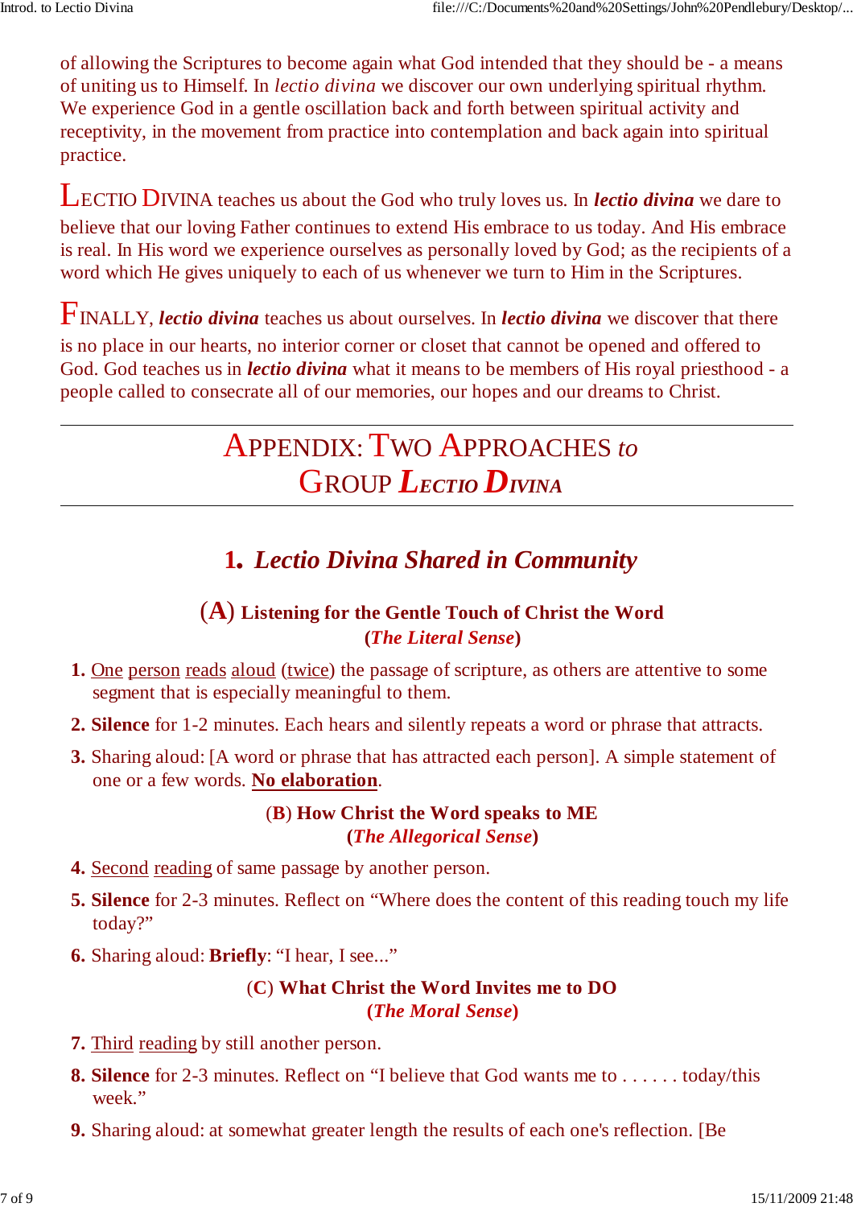of allowing the Scriptures to become again what God intended that they should be - a means of uniting us to Himself. In *lectio divina* we discover our own underlying spiritual rhythm. We experience God in a gentle oscillation back and forth between spiritual activity and receptivity, in the movement from practice into contemplation and back again into spiritual practice.

LECTIO DIVINA teaches us about the God who truly loves us. In ***lectio divina*** we dare to believe that our loving Father continues to extend His embrace to us today. And His embrace is real. In His word we experience ourselves as personally loved by God; as the recipients of a word which He gives uniquely to each of us whenever we turn to Him in the Scriptures.

FINALLY, ***lectio divina*** teaches us about ourselves. In ***lectio divina*** we discover that there is no place in our hearts, no interior corner or closet that cannot be opened and offered to God. God teaches us in ***lectio divina*** what it means to be members of His royal priesthood - a people called to consecrate all of our memories, our hopes and our dreams to Christ.

---

# APPENDIX: TWO APPROACHES *to* GROUP ***LECTIO DIVINA***

---

## 1. *Lectio Divina Shared in Community*

### (A) Listening for the Gentle Touch of Christ the Word
### (*The Literal Sense*)

1. One person reads aloud (twice) the passage of scripture, as others are attentive to some segment that is especially meaningful to them.
2. **Silence** for 1-2 minutes. Each hears and silently repeats a word or phrase that attracts.
3. Sharing aloud: [A word or phrase that has attracted each person]. A simple statement of one or a few words. **No elaboration**.

### (B) How Christ the Word speaks to ME
### (*The Allegorical Sense*)

4. Second reading of same passage by another person.
5. **Silence** for 2-3 minutes. Reflect on "Where does the content of this reading touch my life today?"
6. Sharing aloud: **Briefly**: "I hear, I see..."

### (C) What Christ the Word Invites me to DO
### (*The Moral Sense*)

7. Third reading by still another person.
8. **Silence** for 2-3 minutes. Reflect on "I believe that God wants me to . . . . . . today/this week."
9. Sharing aloud: at somewhat greater length the results of each one's reflection. [Be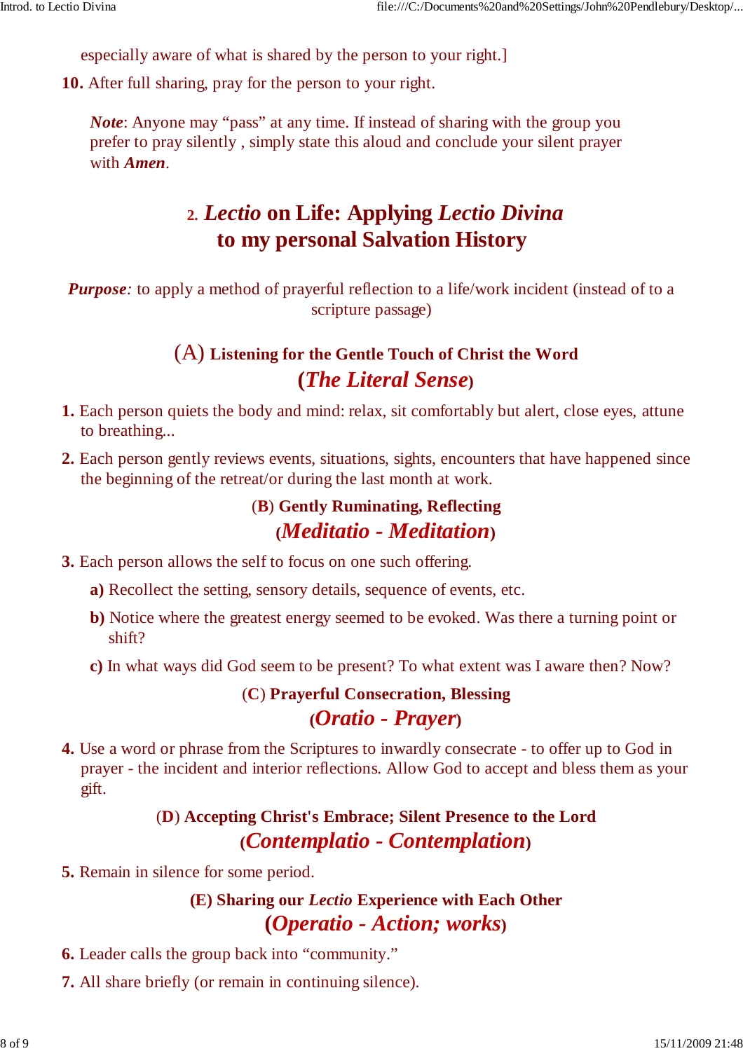especially aware of what is shared by the person to your right.]

**10.** After full sharing, pray for the person to your right.

> ***Note***: Anyone may “pass” at any time. If instead of sharing with the group you prefer to pray silently , simply state this aloud and conclude your silent prayer with ***Amen***.

## 2. *Lectio* on Life: Applying *Lectio Divina* to my personal Salvation History

***Purpose:*** to apply a method of prayerful reflection to a life/work incident (instead of to a scripture passage)

### (A) Listening for the Gentle Touch of Christ the Word (*The Literal Sense*)

**1.** Each person quiets the body and mind: relax, sit comfortably but alert, close eyes, attune to breathing...

**2.** Each person gently reviews events, situations, sights, encounters that have happened since the beginning of the retreat/or during the last month at work.

### (B) Gently Ruminating, Reflecting (*Meditatio - Meditation*)

**3.** Each person allows the self to focus on one such offering.

- **a)** Recollect the setting, sensory details, sequence of events, etc.
- **b)** Notice where the greatest energy seemed to be evoked. Was there a turning point or shift?
- **c)** In what ways did God seem to be present? To what extent was I aware then? Now?

### (C) Prayerful Consecration, Blessing (*Oratio - Prayer*)

**4.** Use a word or phrase from the Scriptures to inwardly consecrate - to offer up to God in prayer - the incident and interior reflections. Allow God to accept and bless them as your gift.

### (D) Accepting Christ's Embrace; Silent Presence to the Lord (*Contemplatio - Contemplation*)

**5.** Remain in silence for some period.

### (E) Sharing our *Lectio* Experience with Each Other (*Operatio - Action; works*)

**6.** Leader calls the group back into “community.”

**7.** All share briefly (or remain in continuing silence).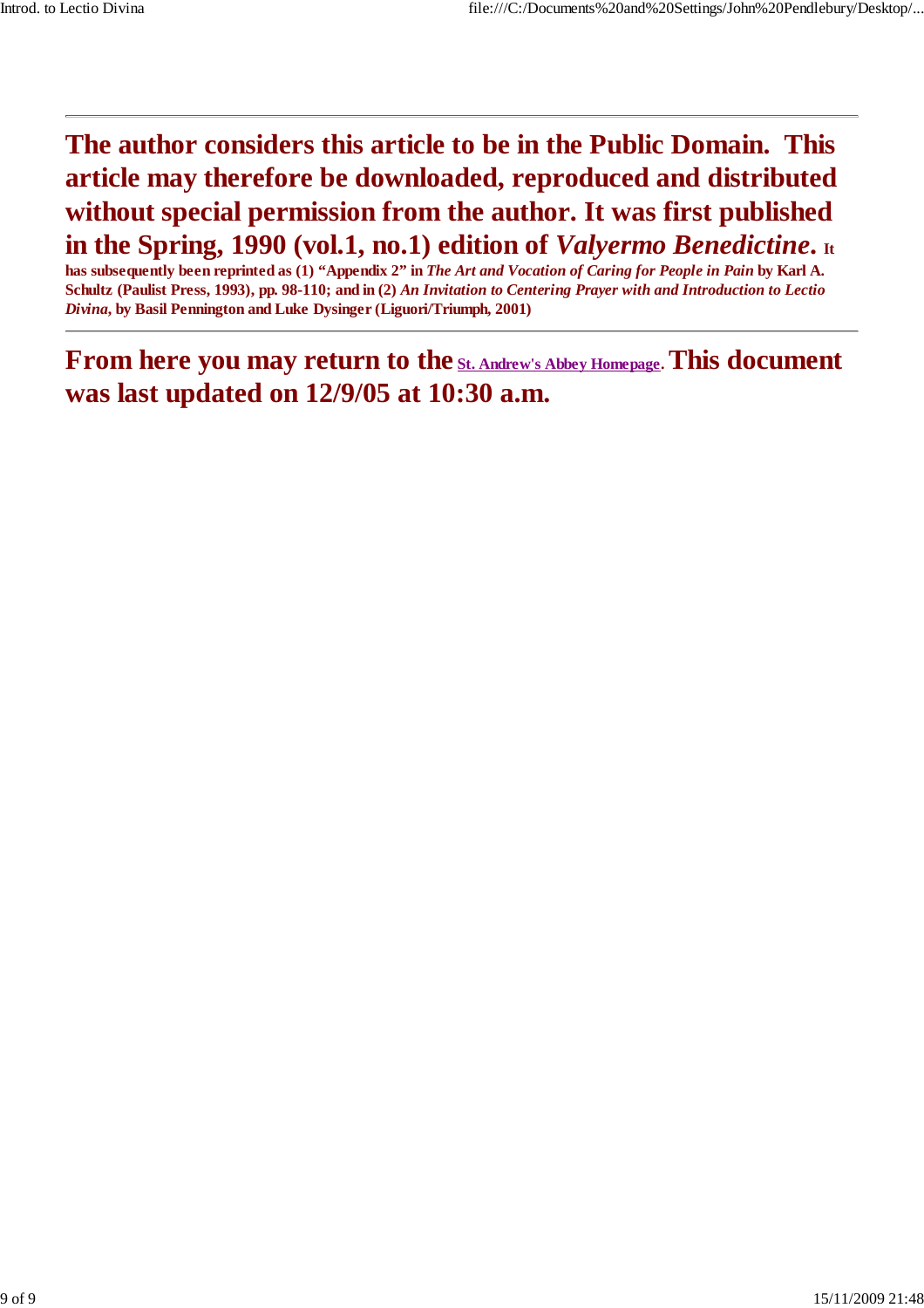---

**The author considers this article to be in the Public Domain. This article may therefore be downloaded, reproduced and distributed without special permission from the author. It was first published in the Spring, 1990 (vol.1, no.1) edition of *Valyermo Benedictine*. It has subsequently been reprinted as (1) "Appendix 2" in *The Art and Vocation of Caring for People in Pain* by Karl A. Schultz (Paulist Press, 1993), pp. 98-110; and in (2) *An Invitation to Centering Prayer with and Introduction to Lectio Divina*, by Basil Pennington and Luke Dysinger (Liguori/Triumph, 2001)**

---

**From here you may return to the St. Andrew's Abbey Homepage. This document was last updated on 12/9/05 at 10:30 a.m.**